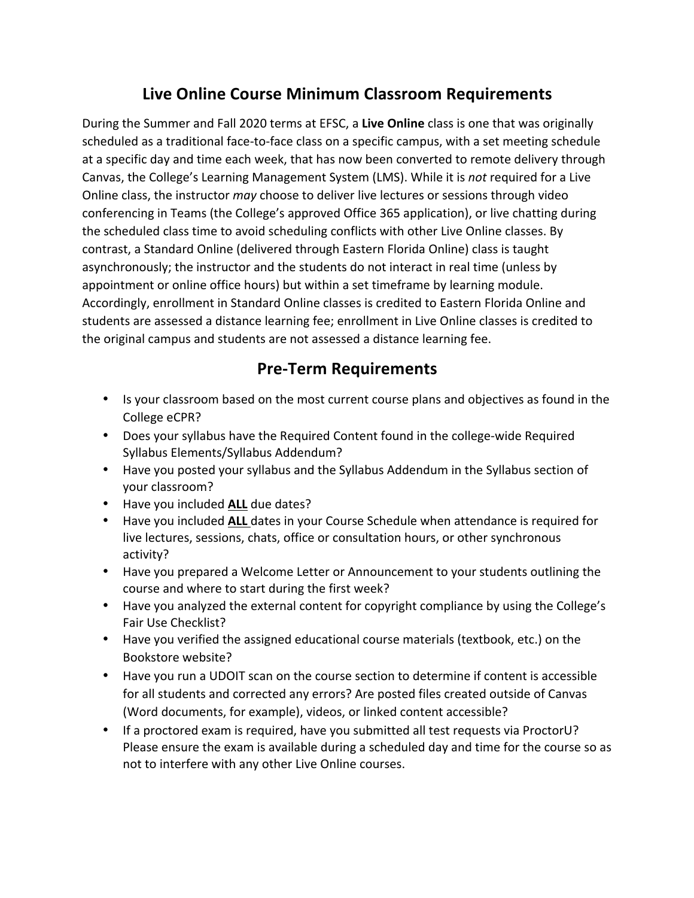# Live Online Course Minimum Classroom Requirements

During the Summer and Fall 2020 terms at EFSC, a **Live Online** class is one that was originally scheduled as a traditional face-to-face class on a specific campus, with a set meeting schedule at a specific day and time each week, that has now been converted to remote delivery through Canvas, the College's Learning Management System (LMS). While it is *not* required for a Live Online class, the instructor *may* choose to deliver live lectures or sessions through video conferencing in Teams (the College's approved Office 365 application), or live chatting during the scheduled class time to avoid scheduling conflicts with other Live Online classes. By contrast, a Standard Online (delivered through Eastern Florida Online) class is taught asynchronously; the instructor and the students do not interact in real time (unless by appointment or online office hours) but within a set timeframe by learning module. Accordingly, enrollment in Standard Online classes is credited to Eastern Florida Online and students are assessed a distance learning fee; enrollment in Live Online classes is credited to the original campus and students are not assessed a distance learning fee.

## Pre-Term Requirements

- Is your classroom based on the most current course plans and objectives as found in the College eCPR?
- Does your syllabus have the Required Content found in the college-wide Required Syllabus Elements/Syllabus Addendum?
- Have you posted your syllabus and the Syllabus Addendum in the Syllabus section of your classroom?
- Have you included **ALL** due dates?
- Have you included **ALL** dates in your Course Schedule when attendance is required for live lectures, sessions, chats, office or consultation hours, or other synchronous activity?
- Have you prepared a Welcome Letter or Announcement to your students outlining the course and where to start during the first week?
- Have you analyzed the external content for copyright compliance by using the College's Fair Use Checklist?
- Have you verified the assigned educational course materials (textbook, etc.) on the Bookstore website?
- Have you run a UDOIT scan on the course section to determine if content is accessible for all students and corrected any errors? Are posted files created outside of Canvas (Word documents, for example), videos, or linked content accessible?
- If a proctored exam is required, have you submitted all test requests via ProctorU? Please ensure the exam is available during a scheduled day and time for the course so as not to interfere with any other Live Online courses.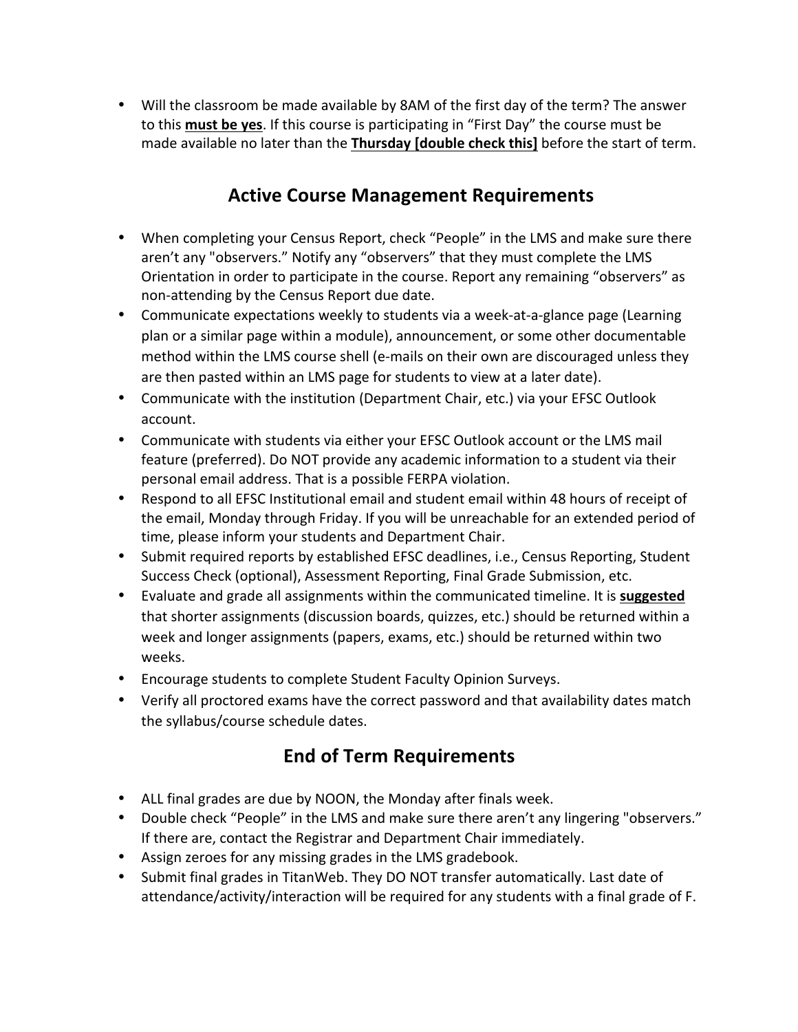- Will the classroom be made available by 8AM of the first day of the term? The answer to this **must be yes**. If this course is participating in "First Day" the course must be made available no later than the **Thursday [double check this]** before the start of term.

## Active Course Management Requirements

- When completing your Census Report, check "People" in the LMS and make sure there aren't any "observers." Notify any "observers" that they must complete the LMS Orientation in order to participate in the course. Report any remaining "observers" as non-attending by the Census Report due date.
- Communicate expectations weekly to students via a week-at-a-glance page (Learning plan or a similar page within a module), announcement, or some other documentable method within the LMS course shell (e-mails on their own are discouraged unless they are then pasted within an LMS page for students to view at a later date).
- Communicate with the institution (Department Chair, etc.) via your EFSC Outlook account.
- Communicate with students via either your EFSC Outlook account or the LMS mail feature (preferred). Do NOT provide any academic information to a student via their personal email address. That is a possible FERPA violation.
- Respond to all EFSC Institutional email and student email within 48 hours of receipt of the email, Monday through Friday. If you will be unreachable for an extended period of time, please inform your students and Department Chair.
- Submit required reports by established EFSC deadlines, i.e., Census Reporting, Student Success Check (optional), Assessment Reporting, Final Grade Submission, etc.
- Evaluate and grade all assignments within the communicated timeline. It is **suggested** that shorter assignments (discussion boards, quizzes, etc.) should be returned within a week and longer assignments (papers, exams, etc.) should be returned within two weeks.
- Encourage students to complete Student Faculty Opinion Surveys.
- Verify all proctored exams have the correct password and that availability dates match the syllabus/course schedule dates.

## End of Term Requirements

- ALL final grades are due by NOON, the Monday after finals week.
- Double check "People" in the LMS and make sure there aren't any lingering "observers." If there are, contact the Registrar and Department Chair immediately.
- Assign zeroes for any missing grades in the LMS gradebook.
- Submit final grades in TitanWeb. They DO NOT transfer automatically. Last date of attendance/activity/interaction will be required for any students with a final grade of F.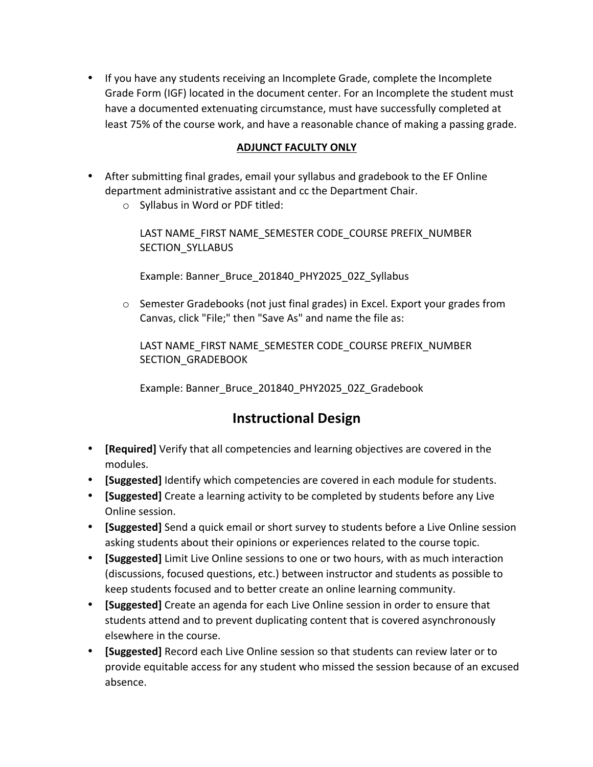- If you have any students receiving an Incomplete Grade, complete the Incomplete Grade Form (IGF) located in the document center. For an Incomplete the student must have a documented extenuating circumstance, must have successfully completed at least 75% of the course work, and have a reasonable chance of making a passing grade.

**ADJUNCT FACULTY ONLY**

- After submitting final grades, email your syllabus and gradebook to the EF Online department administrative assistant and cc the Department Chair.
  - Syllabus in Word or PDF titled:

    LAST NAME_FIRST NAME_SEMESTER CODE_COURSE PREFIX_NUMBER SECTION_SYLLABUS

    Example: Banner_Bruce_201840_PHY2025_02Z_Syllabus

  - Semester Gradebooks (not just final grades) in Excel. Export your grades from Canvas, click "File;" then "Save As" and name the file as:

    LAST NAME_FIRST NAME_SEMESTER CODE_COURSE PREFIX_NUMBER SECTION_GRADEBOOK

    Example: Banner_Bruce_201840_PHY2025_02Z_Gradebook

## Instructional Design

- **[Required]** Verify that all competencies and learning objectives are covered in the modules.
- **[Suggested]** Identify which competencies are covered in each module for students.
- **[Suggested]** Create a learning activity to be completed by students before any Live Online session.
- **[Suggested]** Send a quick email or short survey to students before a Live Online session asking students about their opinions or experiences related to the course topic.
- **[Suggested]** Limit Live Online sessions to one or two hours, with as much interaction (discussions, focused questions, etc.) between instructor and students as possible to keep students focused and to better create an online learning community.
- **[Suggested]** Create an agenda for each Live Online session in order to ensure that students attend and to prevent duplicating content that is covered asynchronously elsewhere in the course.
- **[Suggested]** Record each Live Online session so that students can review later or to provide equitable access for any student who missed the session because of an excused absence.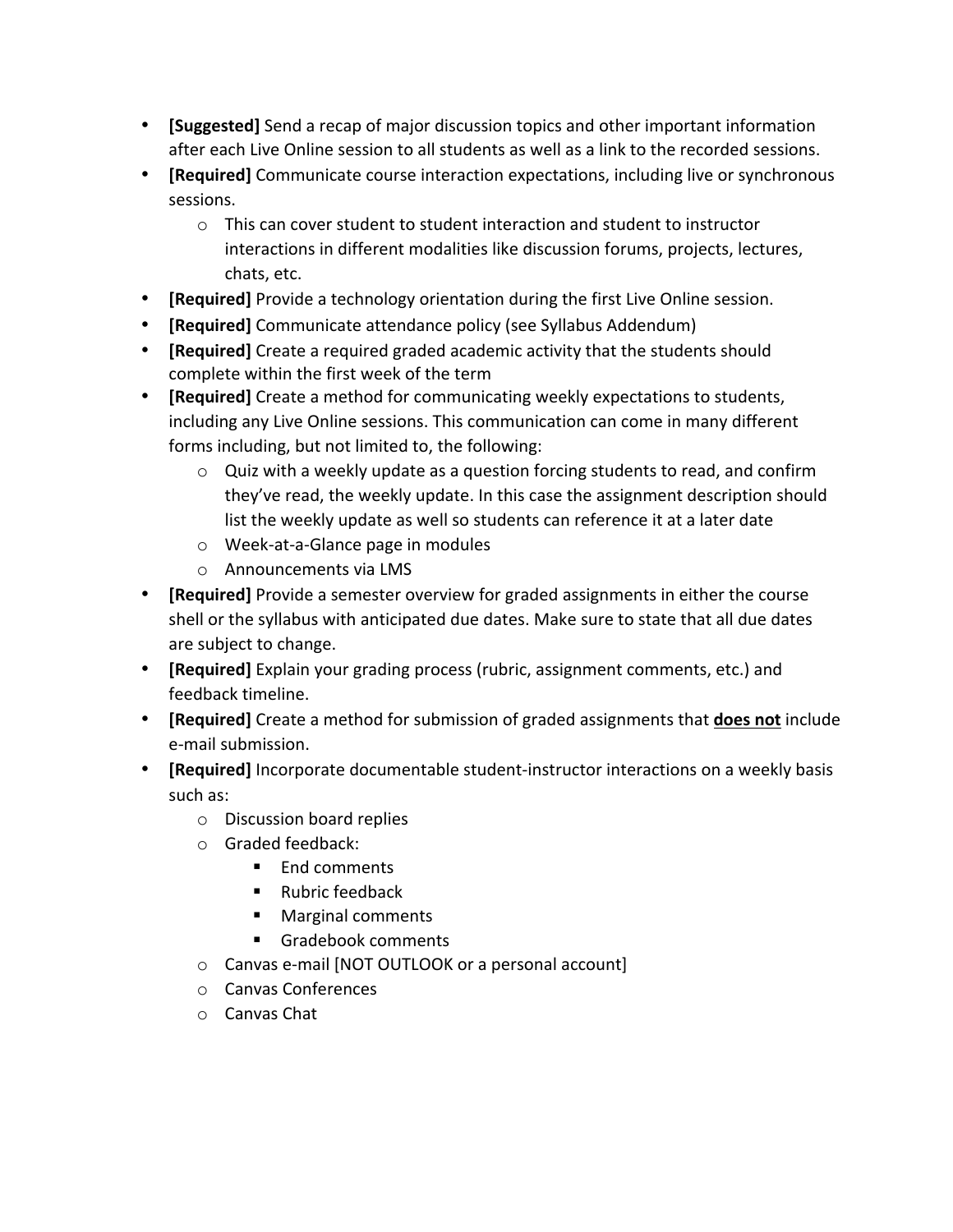- **[Suggested]** Send a recap of major discussion topics and other important information after each Live Online session to all students as well as a link to the recorded sessions.
- **[Required]** Communicate course interaction expectations, including live or synchronous sessions.
    - This can cover student to student interaction and student to instructor interactions in different modalities like discussion forums, projects, lectures, chats, etc.
- **[Required]** Provide a technology orientation during the first Live Online session.
- **[Required]** Communicate attendance policy (see Syllabus Addendum)
- **[Required]** Create a required graded academic activity that the students should complete within the first week of the term
- **[Required]** Create a method for communicating weekly expectations to students, including any Live Online sessions. This communication can come in many different forms including, but not limited to, the following:
    - Quiz with a weekly update as a question forcing students to read, and confirm they've read, the weekly update. In this case the assignment description should list the weekly update as well so students can reference it at a later date
    - Week-at-a-Glance page in modules
    - Announcements via LMS
- **[Required]** Provide a semester overview for graded assignments in either the course shell or the syllabus with anticipated due dates. Make sure to state that all due dates are subject to change.
- **[Required]** Explain your grading process (rubric, assignment comments, etc.) and feedback timeline.
- **[Required]** Create a method for submission of graded assignments that <u>**does not**</u> include e-mail submission.
- **[Required]** Incorporate documentable student-instructor interactions on a weekly basis such as:
    - Discussion board replies
    - Graded feedback:
        - End comments
        - Rubric feedback
        - Marginal comments
        - Gradebook comments
    - Canvas e-mail [NOT OUTLOOK or a personal account]
    - Canvas Conferences
    - Canvas Chat